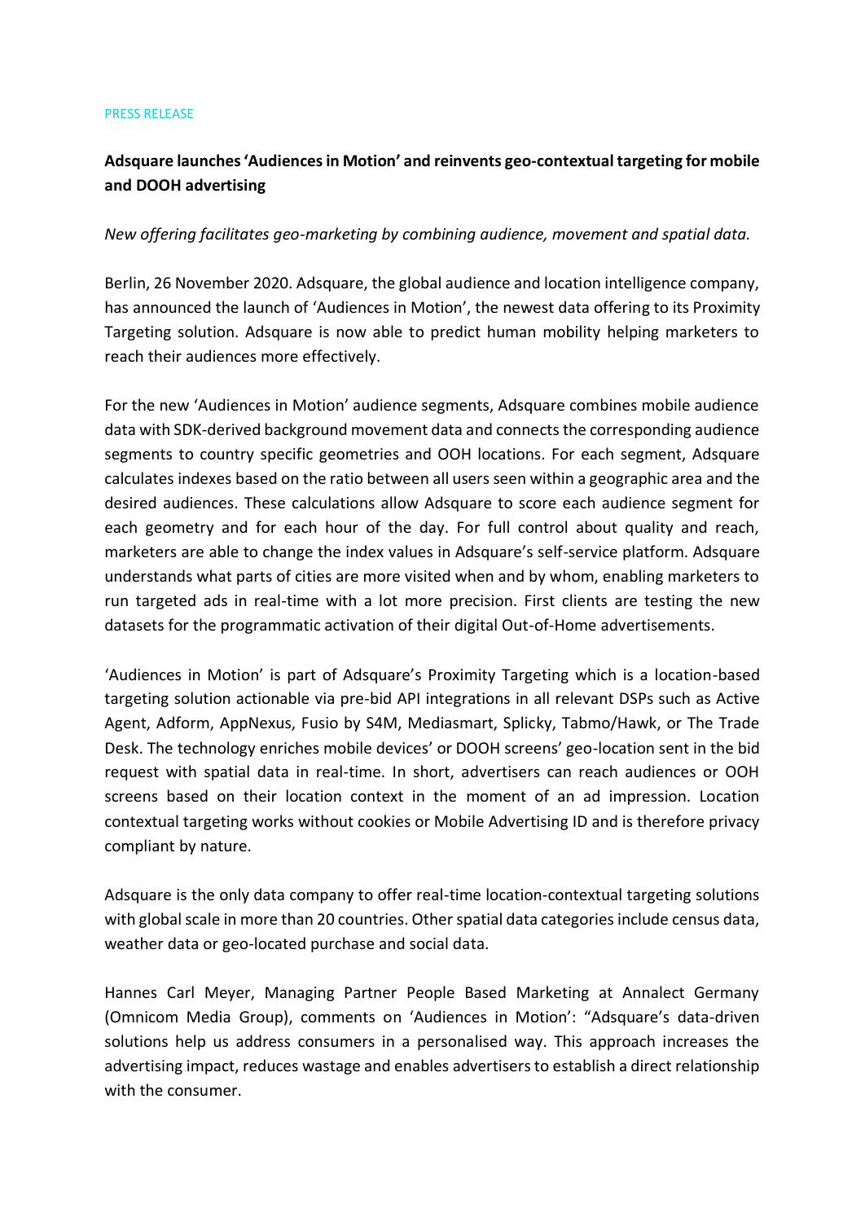PRESS RELEASE

**Adsquare launches 'Audiences in Motion' and reinvents geo-contextual targeting for mobile and DOOH advertising**

*New offering facilitates geo-marketing by combining audience, movement and spatial data.*

Berlin, 26 November 2020. Adsquare, the global audience and location intelligence company, has announced the launch of 'Audiences in Motion', the newest data offering to its Proximity Targeting solution. Adsquare is now able to predict human mobility helping marketers to reach their audiences more effectively.

For the new 'Audiences in Motion' audience segments, Adsquare combines mobile audience data with SDK-derived background movement data and connects the corresponding audience segments to country specific geometries and OOH locations. For each segment, Adsquare calculates indexes based on the ratio between all users seen within a geographic area and the desired audiences. These calculations allow Adsquare to score each audience segment for each geometry and for each hour of the day. For full control about quality and reach, marketers are able to change the index values in Adsquare's self-service platform. Adsquare understands what parts of cities are more visited when and by whom, enabling marketers to run targeted ads in real-time with a lot more precision. First clients are testing the new datasets for the programmatic activation of their digital Out-of-Home advertisements.

'Audiences in Motion' is part of Adsquare's Proximity Targeting which is a location-based targeting solution actionable via pre-bid API integrations in all relevant DSPs such as Active Agent, Adform, AppNexus, Fusio by S4M, Mediasmart, Splicky, Tabmo/Hawk, or The Trade Desk. The technology enriches mobile devices' or DOOH screens' geo-location sent in the bid request with spatial data in real-time. In short, advertisers can reach audiences or OOH screens based on their location context in the moment of an ad impression. Location contextual targeting works without cookies or Mobile Advertising ID and is therefore privacy compliant by nature.

Adsquare is the only data company to offer real-time location-contextual targeting solutions with global scale in more than 20 countries. Other spatial data categories include census data, weather data or geo-located purchase and social data.

Hannes Carl Meyer, Managing Partner People Based Marketing at Annalect Germany (Omnicom Media Group), comments on 'Audiences in Motion': "Adsquare's data-driven solutions help us address consumers in a personalised way. This approach increases the advertising impact, reduces wastage and enables advertisers to establish a direct relationship with the consumer.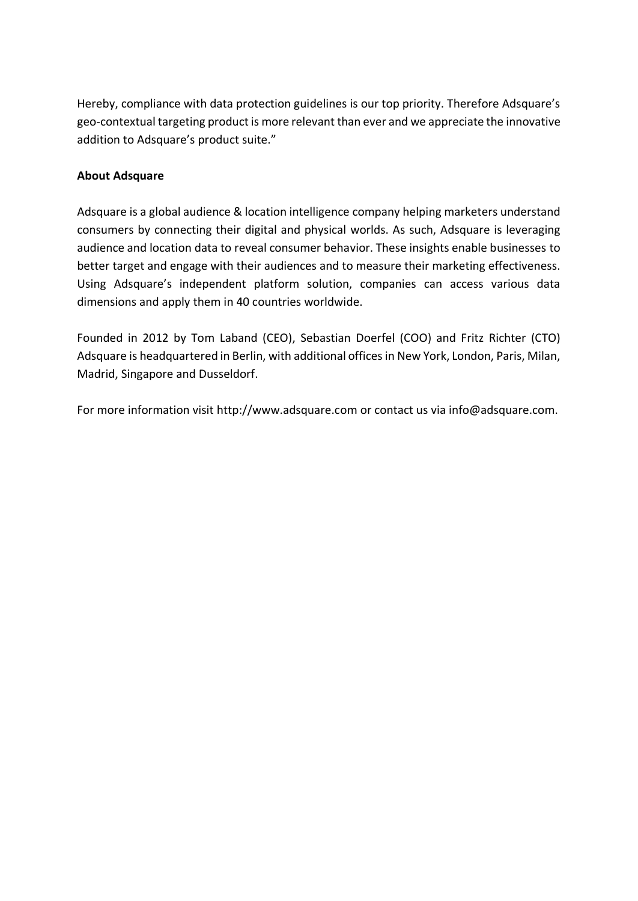Hereby, compliance with data protection guidelines is our top priority. Therefore Adsquare's geo-contextual targeting product is more relevant than ever and we appreciate the innovative addition to Adsquare's product suite."

**About Adsquare**

Adsquare is a global audience & location intelligence company helping marketers understand consumers by connecting their digital and physical worlds. As such, Adsquare is leveraging audience and location data to reveal consumer behavior. These insights enable businesses to better target and engage with their audiences and to measure their marketing effectiveness. Using Adsquare's independent platform solution, companies can access various data dimensions and apply them in 40 countries worldwide.

Founded in 2012 by Tom Laband (CEO), Sebastian Doerfel (COO) and Fritz Richter (CTO) Adsquare is headquartered in Berlin, with additional offices in New York, London, Paris, Milan, Madrid, Singapore and Dusseldorf.

For more information visit http://www.adsquare.com or contact us via info@adsquare.com.